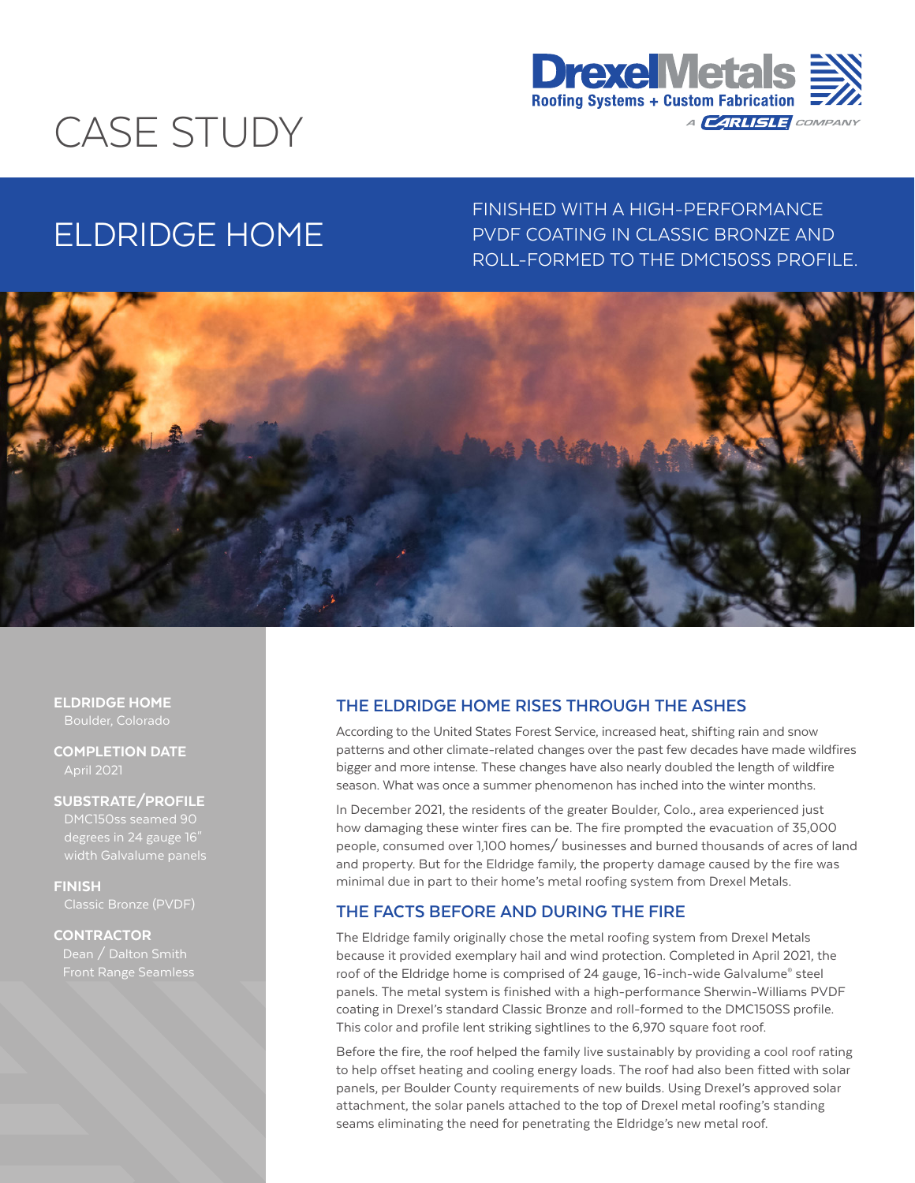# CASE STUDY

DrexelMetals
Roofing Systems + Custom Fabrication
A CARLISLE COMPANY

## ELDRIDGE HOME

FINISHED WITH A HIGH-PERFORMANCE PVDF COATING IN CLASSIC BRONZE AND ROLL-FORMED TO THE DMC150SS PROFILE.

**ELDRIDGE HOME**
Boulder, Colorado

**COMPLETION DATE**
April 2021

**SUBSTRATE/PROFILE**
DMC150ss seamed 90 degrees in 24 gauge 16" width Galvalume panels

**FINISH**
Classic Bronze (PVDF)

**CONTRACTOR**
Dean / Dalton Smith
Front Range Seamless

### THE ELDRIDGE HOME RISES THROUGH THE ASHES

According to the United States Forest Service, increased heat, shifting rain and snow patterns and other climate-related changes over the past few decades have made wildfires bigger and more intense. These changes have also nearly doubled the length of wildfire season. What was once a summer phenomenon has inched into the winter months.

In December 2021, the residents of the greater Boulder, Colo., area experienced just how damaging these winter fires can be. The fire prompted the evacuation of 35,000 people, consumed over 1,100 homes/ businesses and burned thousands of acres of land and property. But for the Eldridge family, the property damage caused by the fire was minimal due in part to their home's metal roofing system from Drexel Metals.

### THE FACTS BEFORE AND DURING THE FIRE

The Eldridge family originally chose the metal roofing system from Drexel Metals because it provided exemplary hail and wind protection. Completed in April 2021, the roof of the Eldridge home is comprised of 24 gauge, 16-inch-wide Galvalume® steel panels. The metal system is finished with a high-performance Sherwin-Williams PVDF coating in Drexel's standard Classic Bronze and roll-formed to the DMC150SS profile. This color and profile lent striking sightlines to the 6,970 square foot roof.

Before the fire, the roof helped the family live sustainably by providing a cool roof rating to help offset heating and cooling energy loads. The roof had also been fitted with solar panels, per Boulder County requirements of new builds. Using Drexel's approved solar attachment, the solar panels attached to the top of Drexel metal roofing's standing seams eliminating the need for penetrating the Eldridge's new metal roof.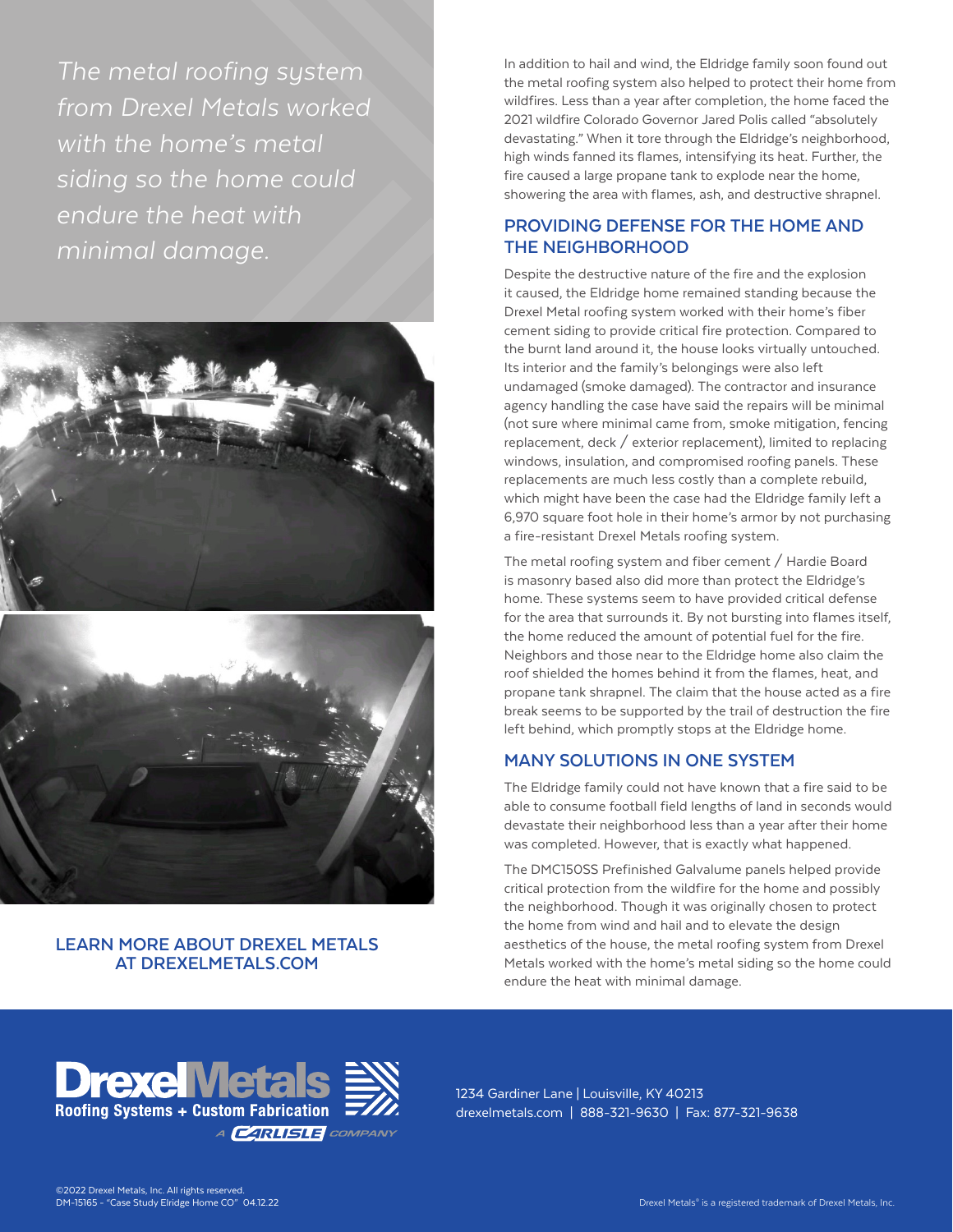*The metal roofing system from Drexel Metals worked with the home's metal siding so the home could endure the heat with minimal damage.*

In addition to hail and wind, the Eldridge family soon found out the metal roofing system also helped to protect their home from wildfires. Less than a year after completion, the home faced the 2021 wildfire Colorado Governor Jared Polis called "absolutely devastating." When it tore through the Eldridge's neighborhood, high winds fanned its flames, intensifying its heat. Further, the fire caused a large propane tank to explode near the home, showering the area with flames, ash, and destructive shrapnel.

## PROVIDING DEFENSE FOR THE HOME AND THE NEIGHBORHOOD

Despite the destructive nature of the fire and the explosion it caused, the Eldridge home remained standing because the Drexel Metal roofing system worked with their home's fiber cement siding to provide critical fire protection. Compared to the burnt land around it, the house looks virtually untouched. Its interior and the family's belongings were also left undamaged (smoke damaged). The contractor and insurance agency handling the case have said the repairs will be minimal (not sure where minimal came from, smoke mitigation, fencing replacement, deck / exterior replacement), limited to replacing windows, insulation, and compromised roofing panels. These replacements are much less costly than a complete rebuild, which might have been the case had the Eldridge family left a 6,970 square foot hole in their home's armor by not purchasing a fire-resistant Drexel Metals roofing system.

The metal roofing system and fiber cement / Hardie Board is masonry based also did more than protect the Eldridge's home. These systems seem to have provided critical defense for the area that surrounds it. By not bursting into flames itself, the home reduced the amount of potential fuel for the fire. Neighbors and those near to the Eldridge home also claim the roof shielded the homes behind it from the flames, heat, and propane tank shrapnel. The claim that the house acted as a fire break seems to be supported by the trail of destruction the fire left behind, which promptly stops at the Eldridge home.

## MANY SOLUTIONS IN ONE SYSTEM

The Eldridge family could not have known that a fire said to be able to consume football field lengths of land in seconds would devastate their neighborhood less than a year after their home was completed. However, that is exactly what happened.

The DMC150SS Prefinished Galvalume panels helped provide critical protection from the wildfire for the home and possibly the neighborhood. Though it was originally chosen to protect the home from wind and hail and to elevate the design aesthetics of the house, the metal roofing system from Drexel Metals worked with the home's metal siding so the home could endure the heat with minimal damage.

**LEARN MORE ABOUT DREXEL METALS AT DREXELMETALS.COM**

Drexel Metals
Roofing Systems + Custom Fabrication
A CARLISLE COMPANY

1234 Gardiner Lane | Louisville, KY 40213
drexelmetals.com | 888-321-9630 | Fax: 877-321-9638

©2022 Drexel Metals, Inc. All rights reserved.
DM-15165 - "Case Study Elridge Home CO" 04.12.22

Drexel Metals® is a registered trademark of Drexel Metals, Inc.